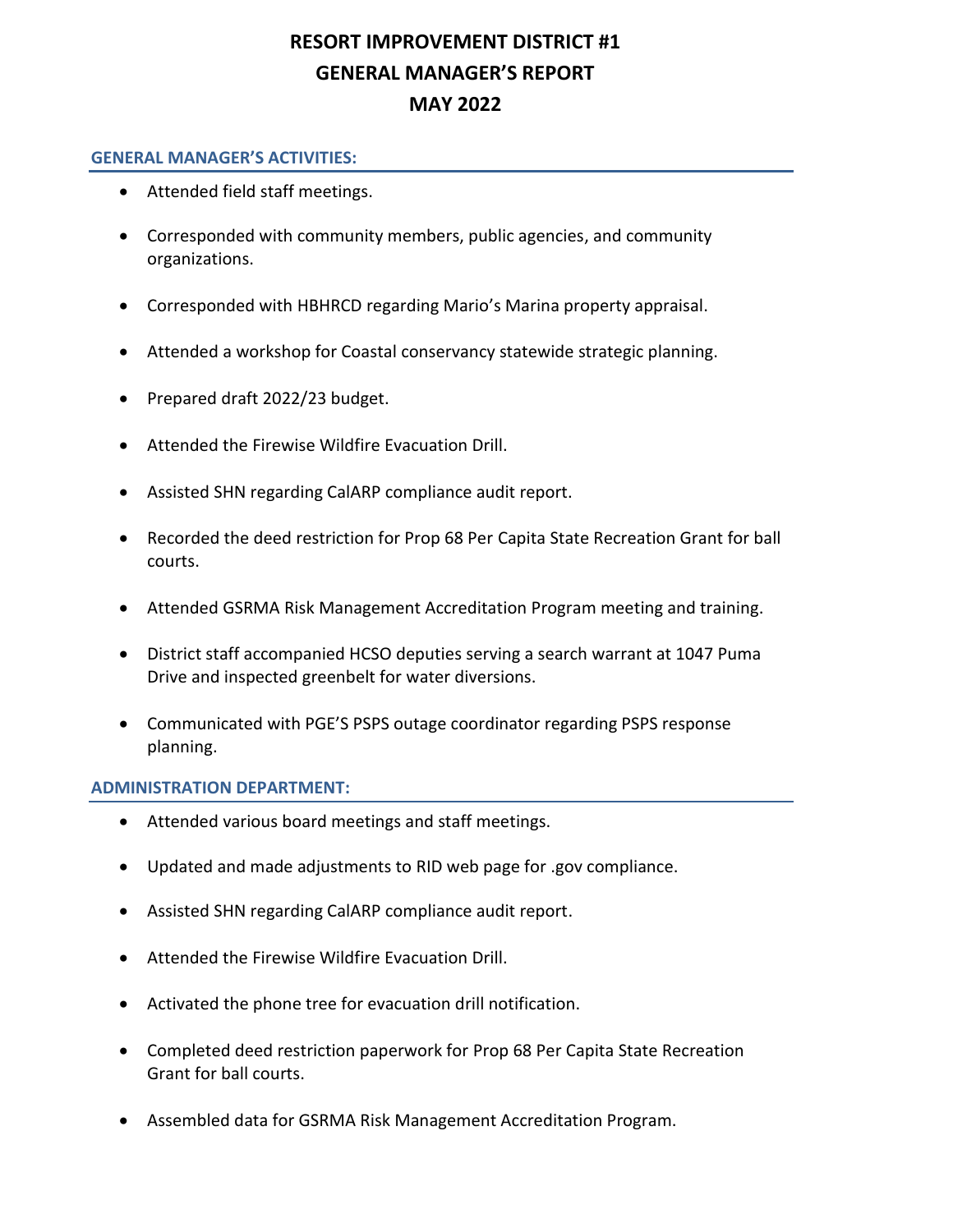# RESORT IMPROVEMENT DISTRICT #1
# GENERAL MANAGER'S REPORT
# MAY 2022

## GENERAL MANAGER'S ACTIVITIES:

- Attended field staff meetings.
- Corresponded with community members, public agencies, and community organizations.
- Corresponded with HBHRCD regarding Mario's Marina property appraisal.
- Attended a workshop for Coastal conservancy statewide strategic planning.
- Prepared draft 2022/23 budget.
- Attended the Firewise Wildfire Evacuation Drill.
- Assisted SHN regarding CalARP compliance audit report.
- Recorded the deed restriction for Prop 68 Per Capita State Recreation Grant for ball courts.
- Attended GSRMA Risk Management Accreditation Program meeting and training.
- District staff accompanied HCSO deputies serving a search warrant at 1047 Puma Drive and inspected greenbelt for water diversions.
- Communicated with PGE'S PSPS outage coordinator regarding PSPS response planning.

## ADMINISTRATION DEPARTMENT:

- Attended various board meetings and staff meetings.
- Updated and made adjustments to RID web page for .gov compliance.
- Assisted SHN regarding CalARP compliance audit report.
- Attended the Firewise Wildfire Evacuation Drill.
- Activated the phone tree for evacuation drill notification.
- Completed deed restriction paperwork for Prop 68 Per Capita State Recreation Grant for ball courts.
- Assembled data for GSRMA Risk Management Accreditation Program.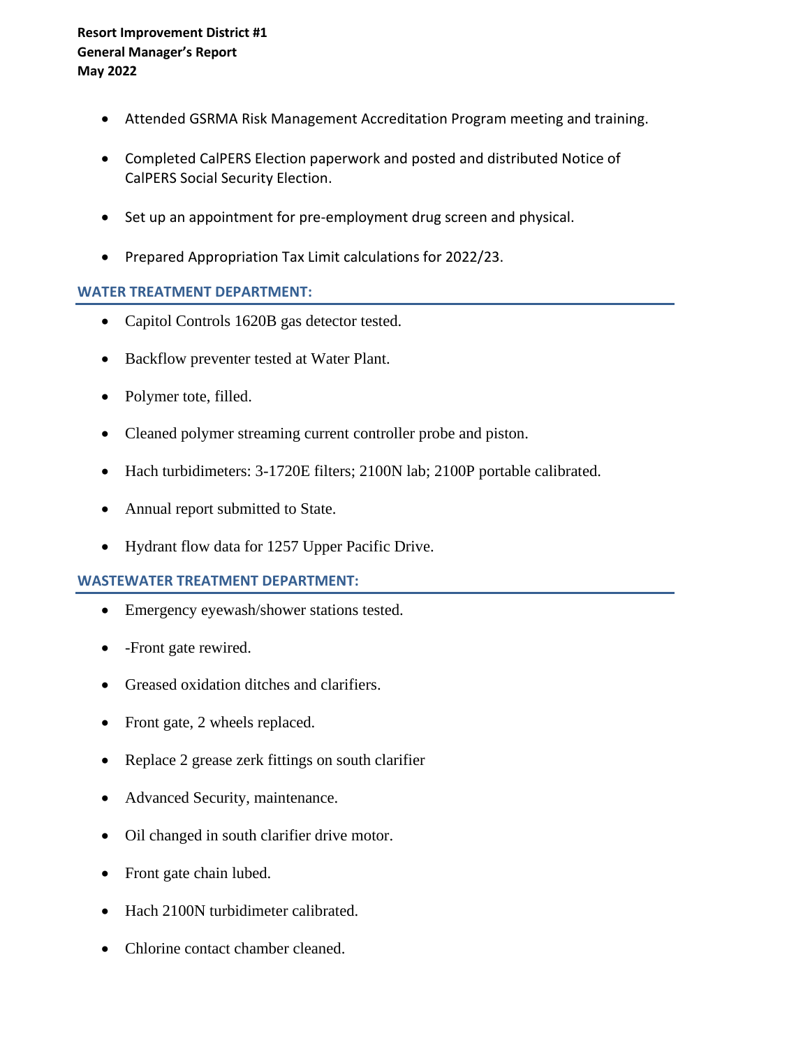**Resort Improvement District #1**
**General Manager's Report**
**May 2022**

- Attended GSRMA Risk Management Accreditation Program meeting and training.
- Completed CalPERS Election paperwork and posted and distributed Notice of CalPERS Social Security Election.
- Set up an appointment for pre-employment drug screen and physical.
- Prepared Appropriation Tax Limit calculations for 2022/23.

## WATER TREATMENT DEPARTMENT:

- Capitol Controls 1620B gas detector tested.
- Backflow preventer tested at Water Plant.
- Polymer tote, filled.
- Cleaned polymer streaming current controller probe and piston.
- Hach turbidimeters: 3-1720E filters; 2100N lab; 2100P portable calibrated.
- Annual report submitted to State.
- Hydrant flow data for 1257 Upper Pacific Drive.

## WASTEWATER TREATMENT DEPARTMENT:

- Emergency eyewash/shower stations tested.
- -Front gate rewired.
- Greased oxidation ditches and clarifiers.
- Front gate, 2 wheels replaced.
- Replace 2 grease zerk fittings on south clarifier
- Advanced Security, maintenance.
- Oil changed in south clarifier drive motor.
- Front gate chain lubed.
- Hach 2100N turbidimeter calibrated.
- Chlorine contact chamber cleaned.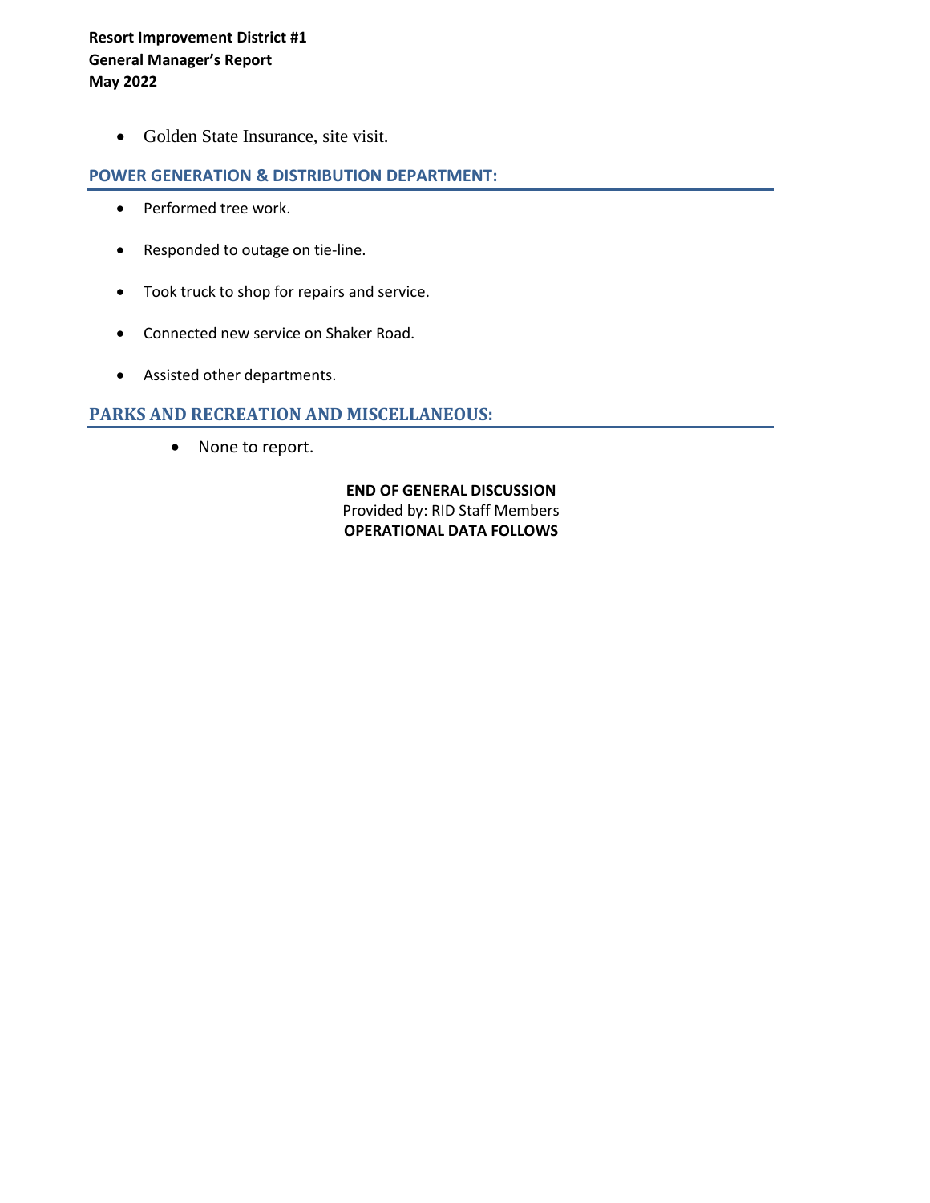- Golden State Insurance, site visit.

## POWER GENERATION & DISTRIBUTION DEPARTMENT:

- Performed tree work.
- Responded to outage on tie-line.
- Took truck to shop for repairs and service.
- Connected new service on Shaker Road.
- Assisted other departments.

## PARKS AND RECREATION AND MISCELLANEOUS:

- None to report.

**END OF GENERAL DISCUSSION**
Provided by: RID Staff Members
**OPERATIONAL DATA FOLLOWS**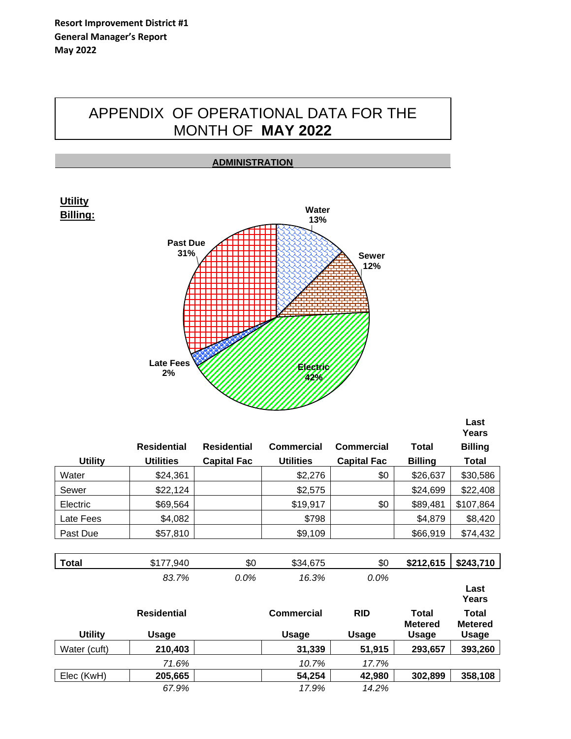**Resort Improvement District #1**
**General Manager's Report**
**May 2022**

# APPENDIX OF OPERATIONAL DATA FOR THE MONTH OF **MAY 2022**

## ADMINISTRATION

**Utility Billing:**

Water 13%
Sewer 12%
Electric 42%
Late Fees 2%
Past Due 31%

| Utility | Residential Utilities | Residential Capital Fac | Commercial Utilities | Commercial Capital Fac | Total Billing | Last Years Billing Total |
|---|---|---|---|---|---|---|
| Water | $24,361 | | $2,276 | $0 | $26,637 | $30,586 |
| Sewer | $22,124 | | $2,575 | | $24,699 | $22,408 |
| Electric | $69,564 | | $19,917 | $0 | $89,481 | $107,864 |
| Late Fees | $4,082 | | $798 | | $4,879 | $8,420 |
| Past Due | $57,810 | | $9,109 | | $66,919 | $74,432 |
| **Total** | $177,940 | $0 | $34,675 | $0 | **$212,615** | **$243,710** |
| | *83.7%* | *0.0%* | *16.3%* | *0.0%* | | |

| Utility | Residential Usage | | Commercial Usage | RID Usage | Total Metered Usage | Last Years Total Metered Usage |
|---|---|---|---|---|---|---|
| Water (cuft) | **210,403** | | **31,339** | **51,915** | **293,657** | **393,260** |
| | *71.6%* | | *10.7%* | *17.7%* | | |
| Elec (KwH) | **205,665** | | **54,254** | **42,980** | **302,899** | **358,108** |
| | *67.9%* | | *17.9%* | *14.2%* | | |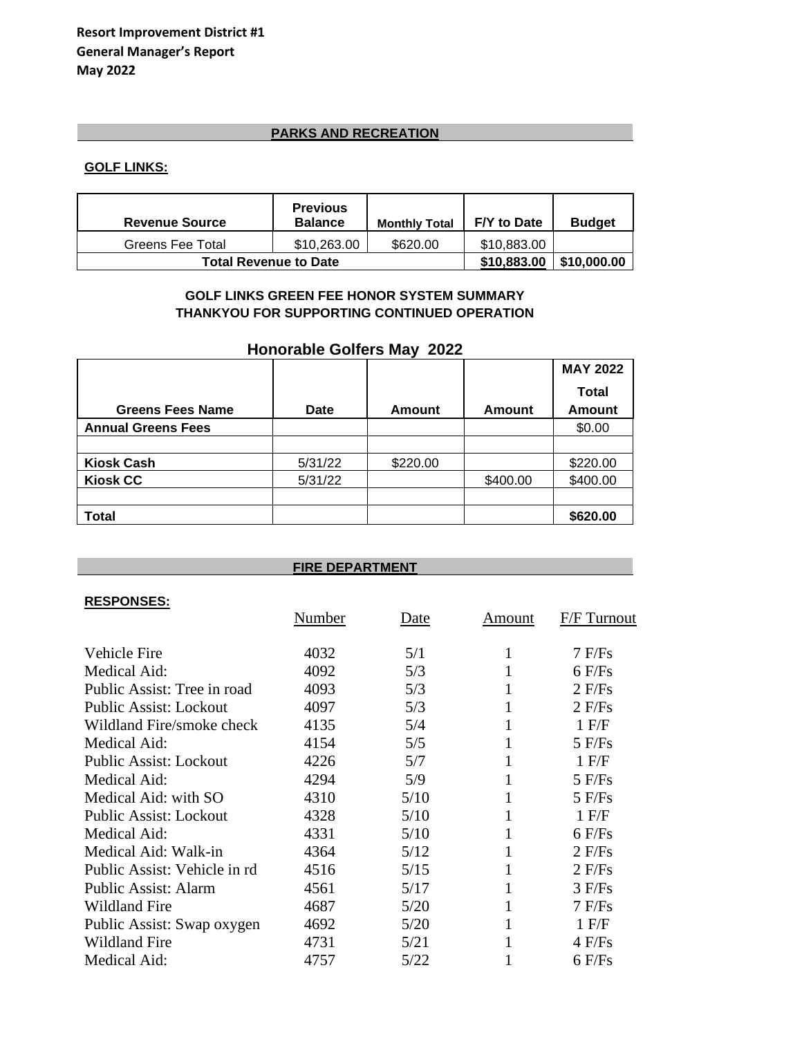**Resort Improvement District #1**
**General Manager's Report**
**May 2022**

## PARKS AND RECREATION

### GOLF LINKS:

| Revenue Source | Previous Balance | Monthly Total | F/Y to Date | Budget |
|---|---|---|---|---|
| Greens Fee Total | $10,263.00 | $620.00 | $10,883.00 | |
| **Total Revenue to Date** | | | **$10,883.00** | **$10,000.00** |

**GOLF LINKS GREEN FEE HONOR SYSTEM SUMMARY**
**THANKYOU FOR SUPPORTING CONTINUED OPERATION**

**Honorable Golfers May 2022**

| Greens Fees Name | Date | Amount | Amount | MAY 2022 Total Amount |
|---|---|---|---|---|
| **Annual Greens Fees** | | | | $0.00 |
| | | | | |
| **Kiosk Cash** | 5/31/22 | $220.00 | | $220.00 |
| **Kiosk CC** | 5/31/22 | | $400.00 | $400.00 |
| | | | | |
| **Total** | | | | **$620.00** |

## FIRE DEPARTMENT

### RESPONSES:

| | Number | Date | Amount | F/F Turnout |
|---|---|---|---|---|
| Vehicle Fire | 4032 | 5/1 | 1 | 7 F/Fs |
| Medical Aid: | 4092 | 5/3 | 1 | 6 F/Fs |
| Public Assist: Tree in road | 4093 | 5/3 | 1 | 2 F/Fs |
| Public Assist: Lockout | 4097 | 5/3 | 1 | 2 F/Fs |
| Wildland Fire/smoke check | 4135 | 5/4 | 1 | 1 F/F |
| Medical Aid: | 4154 | 5/5 | 1 | 5 F/Fs |
| Public Assist: Lockout | 4226 | 5/7 | 1 | 1 F/F |
| Medical Aid: | 4294 | 5/9 | 1 | 5 F/Fs |
| Medical Aid: with SO | 4310 | 5/10 | 1 | 5 F/Fs |
| Public Assist: Lockout | 4328 | 5/10 | 1 | 1 F/F |
| Medical Aid: | 4331 | 5/10 | 1 | 6 F/Fs |
| Medical Aid: Walk-in | 4364 | 5/12 | 1 | 2 F/Fs |
| Public Assist: Vehicle in rd | 4516 | 5/15 | 1 | 2 F/Fs |
| Public Assist: Alarm | 4561 | 5/17 | 1 | 3 F/Fs |
| Wildland Fire | 4687 | 5/20 | 1 | 7 F/Fs |
| Public Assist: Swap oxygen | 4692 | 5/20 | 1 | 1 F/F |
| Wildland Fire | 4731 | 5/21 | 1 | 4 F/Fs |
| Medical Aid: | 4757 | 5/22 | 1 | 6 F/Fs |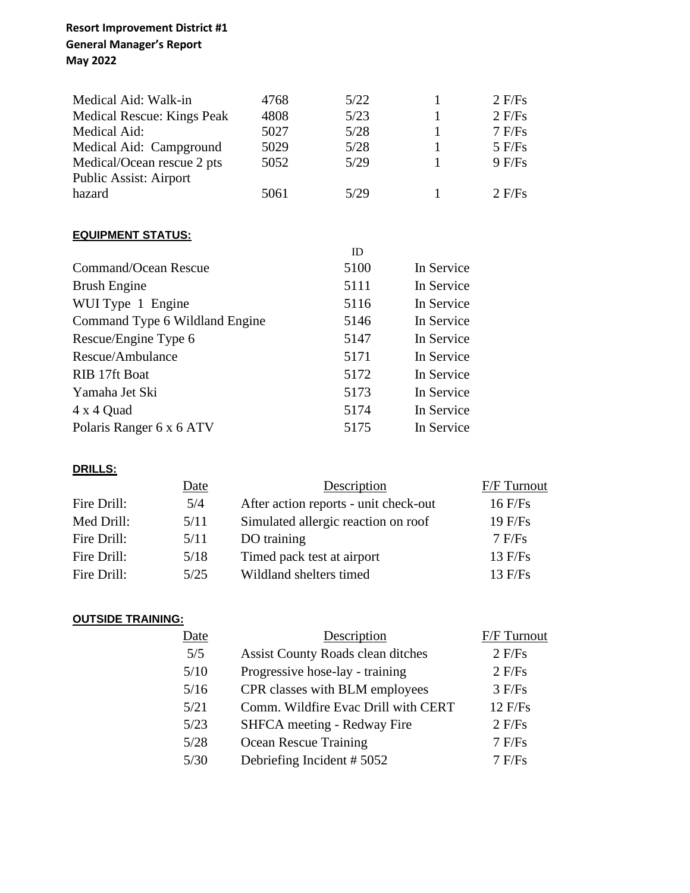**Resort Improvement District #1**
**General Manager's Report**
**May 2022**

| | | | | |
|---|---|---|---|---|
| Medical Aid: Walk-in | 4768 | 5/22 | 1 | 2 F/Fs |
| Medical Rescue: Kings Peak | 4808 | 5/23 | 1 | 2 F/Fs |
| Medical Aid: | 5027 | 5/28 | 1 | 7 F/Fs |
| Medical Aid: Campground | 5029 | 5/28 | 1 | 5 F/Fs |
| Medical/Ocean rescue 2 pts | 5052 | 5/29 | 1 | 9 F/Fs |
| Public Assist: Airport hazard | 5061 | 5/29 | 1 | 2 F/Fs |

**EQUIPMENT STATUS:**

| | ID | |
|---|---|---|
| Command/Ocean Rescue | 5100 | In Service |
| Brush Engine | 5111 | In Service |
| WUI Type 1 Engine | 5116 | In Service |
| Command Type 6 Wildland Engine | 5146 | In Service |
| Rescue/Engine Type 6 | 5147 | In Service |
| Rescue/Ambulance | 5171 | In Service |
| RIB 17ft Boat | 5172 | In Service |
| Yamaha Jet Ski | 5173 | In Service |
| 4 x 4 Quad | 5174 | In Service |
| Polaris Ranger 6 x 6 ATV | 5175 | In Service |

**DRILLS:**

| | Date | Description | F/F Turnout |
|---|---|---|---|
| Fire Drill: | 5/4 | After action reports - unit check-out | 16 F/Fs |
| Med Drill: | 5/11 | Simulated allergic reaction on roof | 19 F/Fs |
| Fire Drill: | 5/11 | DO training | 7 F/Fs |
| Fire Drill: | 5/18 | Timed pack test at airport | 13 F/Fs |
| Fire Drill: | 5/25 | Wildland shelters timed | 13 F/Fs |

**OUTSIDE TRAINING:**

| Date | Description | F/F Turnout |
|---|---|---|
| 5/5 | Assist County Roads clean ditches | 2 F/Fs |
| 5/10 | Progressive hose-lay - training | 2 F/Fs |
| 5/16 | CPR classes with BLM employees | 3 F/Fs |
| 5/21 | Comm. Wildfire Evac Drill with CERT | 12 F/Fs |
| 5/23 | SHFCA meeting - Redway Fire | 2 F/Fs |
| 5/28 | Ocean Rescue Training | 7 F/Fs |
| 5/30 | Debriefing Incident # 5052 | 7 F/Fs |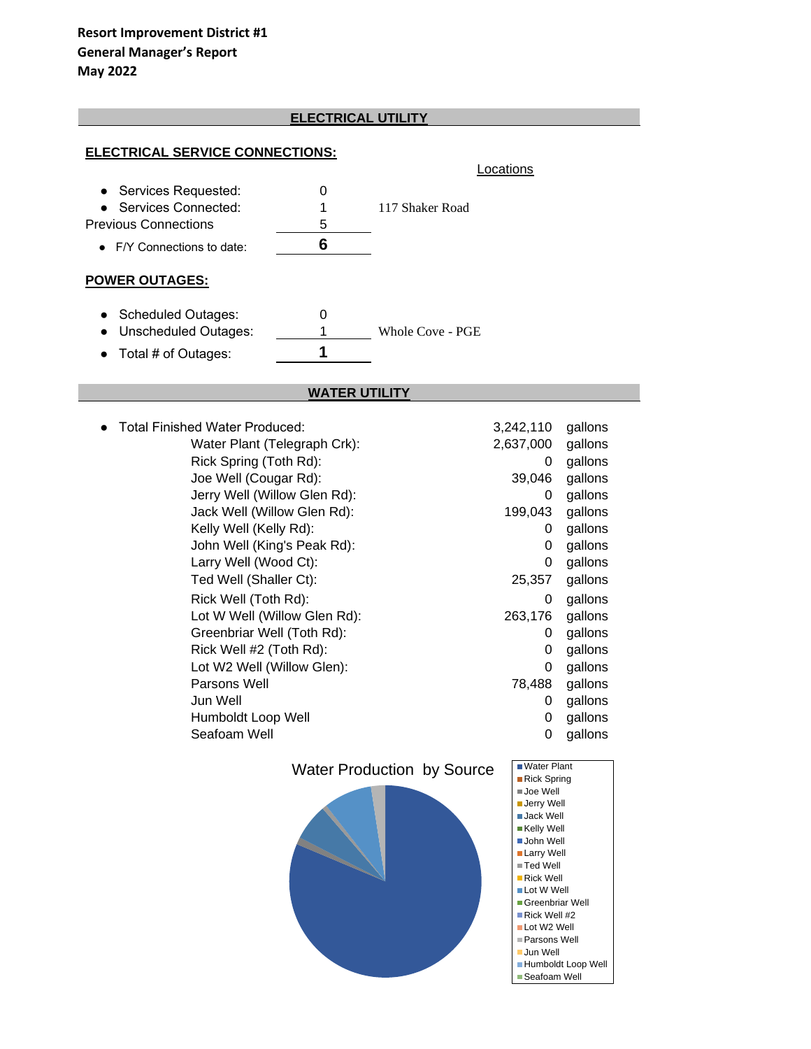**Resort Improvement District #1**
**General Manager's Report**
**May 2022**

## ELECTRICAL UTILITY

### ELECTRICAL SERVICE CONNECTIONS:

| | | Locations |
|---|---|---|
| • Services Requested: | 0 | |
| • Services Connected: | 1 | 117 Shaker Road |
| Previous Connections | 5 | |
| • F/Y Connections to date: | **6** | |

### POWER OUTAGES:

| | | |
|---|---|---|
| • Scheduled Outages: | 0 | |
| • Unscheduled Outages: | 1 | Whole Cove - PGE |
| • Total # of Outages: | **1** | |

## WATER UTILITY

| | | |
|---|---|---|
| • Total Finished Water Produced: | 3,242,110 | gallons |
| Water Plant (Telegraph Crk): | 2,637,000 | gallons |
| Rick Spring (Toth Rd): | 0 | gallons |
| Joe Well (Cougar Rd): | 39,046 | gallons |
| Jerry Well (Willow Glen Rd): | 0 | gallons |
| Jack Well (Willow Glen Rd): | 199,043 | gallons |
| Kelly Well (Kelly Rd): | 0 | gallons |
| John Well (King's Peak Rd): | 0 | gallons |
| Larry Well (Wood Ct): | 0 | gallons |
| Ted Well (Shaller Ct): | 25,357 | gallons |
| Rick Well (Toth Rd): | 0 | gallons |
| Lot W Well (Willow Glen Rd): | 263,176 | gallons |
| Greenbriar Well (Toth Rd): | 0 | gallons |
| Rick Well #2 (Toth Rd): | 0 | gallons |
| Lot W2 Well (Willow Glen): | 0 | gallons |
| Parsons Well | 78,488 | gallons |
| Jun Well | 0 | gallons |
| Humboldt Loop Well | 0 | gallons |
| Seafoam Well | 0 | gallons |

Water Production by Source

Legend: Water Plant, Rick Spring, Joe Well, Jerry Well, Jack Well, Kelly Well, John Well, Larry Well, Ted Well, Rick Well, Lot W Well, Greenbriar Well, Rick Well #2, Lot W2 Well, Parsons Well, Jun Well, Humboldt Loop Well, Seafoam Well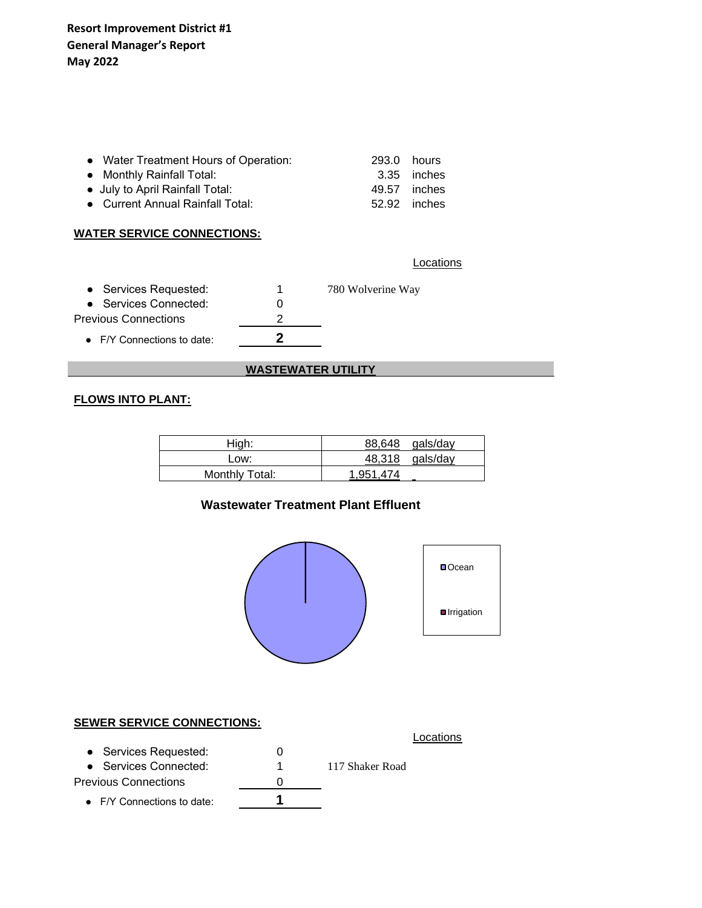**Resort Improvement District #1**
**General Manager's Report**
**May 2022**

- Water Treatment Hours of Operation: 293.0 hours
- Monthly Rainfall Total: 3.35 inches
- July to April Rainfall Total: 49.57 inches
- Current Annual Rainfall Total: 52.92 inches

## WATER SERVICE CONNECTIONS:

| | | Locations |
|---|---|---|
| • Services Requested: | 1 | 780 Wolverine Way |
| • Services Connected: | 0 | |
| Previous Connections | 2 | |
| • F/Y Connections to date: | **2** | |

## WASTEWATER UTILITY

### FLOWS INTO PLANT:

| | |
|---|---|
| High: | 88,648 gals/day |
| Low: | 48,318 gals/day |
| Monthly Total: | 1,951,474 |

**Wastewater Treatment Plant Effluent**

Ocean
Irrigation

### SEWER SERVICE CONNECTIONS:

| | | Locations |
|---|---|---|
| • Services Requested: | 0 | |
| • Services Connected: | 1 | 117 Shaker Road |
| Previous Connections | 0 | |
| • F/Y Connections to date: | **1** | |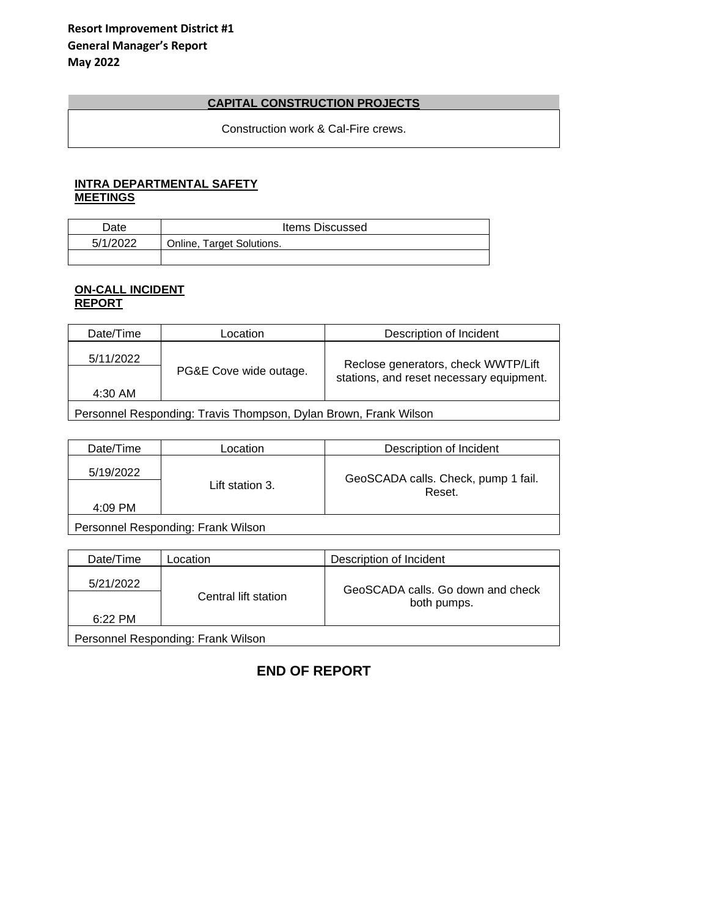**Resort Improvement District #1**
**General Manager's Report**
**May 2022**

## CAPITAL CONSTRUCTION PROJECTS

Construction work & Cal-Fire crews.

### INTRA DEPARTMENTAL SAFETY MEETINGS

| Date | Items Discussed |
|---|---|
| 5/1/2022 | Online, Target Solutions. |
| | |

### ON-CALL INCIDENT REPORT

| Date/Time | Location | Description of Incident |
|---|---|---|
| 5/11/2022<br>4:30 AM | PG&E Cove wide outage. | Reclose generators, check WWTP/Lift stations, and reset necessary equipment. |
| Personnel Responding: Travis Thompson, Dylan Brown, Frank Wilson | | |

| Date/Time | Location | Description of Incident |
|---|---|---|
| 5/19/2022<br>4:09 PM | Lift station 3. | GeoSCADA calls. Check, pump 1 fail. Reset. |
| Personnel Responding: Frank Wilson | | |

| Date/Time | Location | Description of Incident |
|---|---|---|
| 5/21/2022<br>6:22 PM | Central lift station | GeoSCADA calls. Go down and check both pumps. |
| Personnel Responding: Frank Wilson | | |

**END OF REPORT**